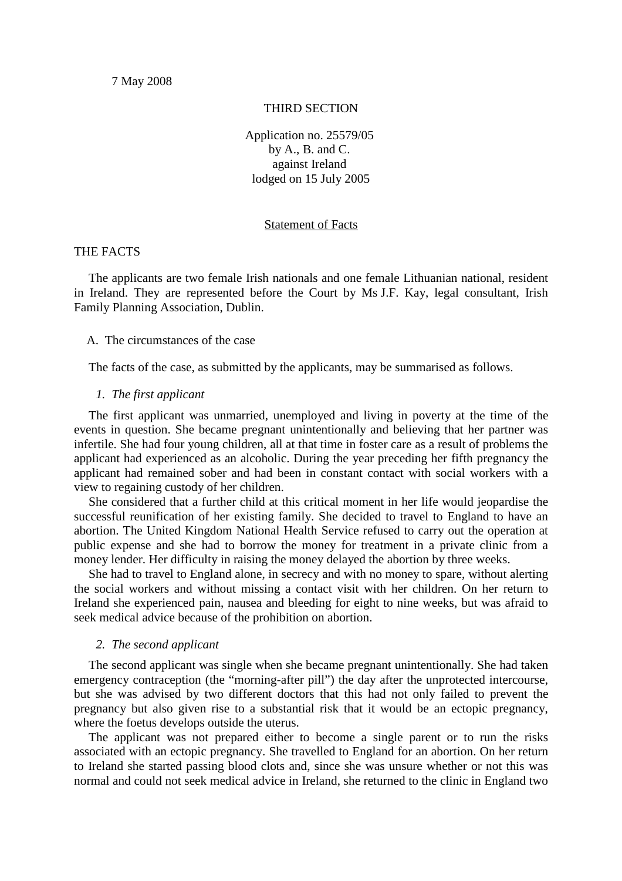7 May 2008

THIRD SECTION

Application no. 25579/05
by A., B. and C.
against Ireland
lodged on 15 July 2005

Statement of Facts

THE FACTS

The applicants are two female Irish nationals and one female Lithuanian national, resident in Ireland. They are represented before the Court by Ms J.F. Kay, legal consultant, Irish Family Planning Association, Dublin.

A. The circumstances of the case

The facts of the case, as submitted by the applicants, may be summarised as follows.

*1. The first applicant*

The first applicant was unmarried, unemployed and living in poverty at the time of the events in question. She became pregnant unintentionally and believing that her partner was infertile. She had four young children, all at that time in foster care as a result of problems the applicant had experienced as an alcoholic. During the year preceding her fifth pregnancy the applicant had remained sober and had been in constant contact with social workers with a view to regaining custody of her children.

She considered that a further child at this critical moment in her life would jeopardise the successful reunification of her existing family. She decided to travel to England to have an abortion. The United Kingdom National Health Service refused to carry out the operation at public expense and she had to borrow the money for treatment in a private clinic from a money lender. Her difficulty in raising the money delayed the abortion by three weeks.

She had to travel to England alone, in secrecy and with no money to spare, without alerting the social workers and without missing a contact visit with her children. On her return to Ireland she experienced pain, nausea and bleeding for eight to nine weeks, but was afraid to seek medical advice because of the prohibition on abortion.

*2. The second applicant*

The second applicant was single when she became pregnant unintentionally. She had taken emergency contraception (the "morning-after pill") the day after the unprotected intercourse, but she was advised by two different doctors that this had not only failed to prevent the pregnancy but also given rise to a substantial risk that it would be an ectopic pregnancy, where the foetus develops outside the uterus.

The applicant was not prepared either to become a single parent or to run the risks associated with an ectopic pregnancy. She travelled to England for an abortion. On her return to Ireland she started passing blood clots and, since she was unsure whether or not this was normal and could not seek medical advice in Ireland, she returned to the clinic in England two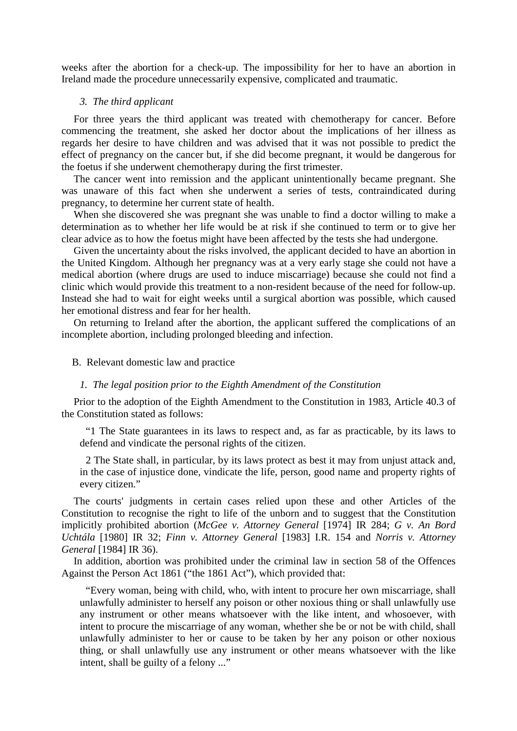weeks after the abortion for a check-up. The impossibility for her to have an abortion in Ireland made the procedure unnecessarily expensive, complicated and traumatic.

### *3. The third applicant*

For three years the third applicant was treated with chemotherapy for cancer. Before commencing the treatment, she asked her doctor about the implications of her illness as regards her desire to have children and was advised that it was not possible to predict the effect of pregnancy on the cancer but, if she did become pregnant, it would be dangerous for the foetus if she underwent chemotherapy during the first trimester.

The cancer went into remission and the applicant unintentionally became pregnant. She was unaware of this fact when she underwent a series of tests, contraindicated during pregnancy, to determine her current state of health.

When she discovered she was pregnant she was unable to find a doctor willing to make a determination as to whether her life would be at risk if she continued to term or to give her clear advice as to how the foetus might have been affected by the tests she had undergone.

Given the uncertainty about the risks involved, the applicant decided to have an abortion in the United Kingdom. Although her pregnancy was at a very early stage she could not have a medical abortion (where drugs are used to induce miscarriage) because she could not find a clinic which would provide this treatment to a non-resident because of the need for follow-up. Instead she had to wait for eight weeks until a surgical abortion was possible, which caused her emotional distress and fear for her health.

On returning to Ireland after the abortion, the applicant suffered the complications of an incomplete abortion, including prolonged bleeding and infection.

## B. Relevant domestic law and practice

### *1. The legal position prior to the Eighth Amendment of the Constitution*

Prior to the adoption of the Eighth Amendment to the Constitution in 1983, Article 40.3 of the Constitution stated as follows:

> "1 The State guarantees in its laws to respect and, as far as practicable, by its laws to defend and vindicate the personal rights of the citizen.
>
> 2 The State shall, in particular, by its laws protect as best it may from unjust attack and, in the case of injustice done, vindicate the life, person, good name and property rights of every citizen."

The courts' judgments in certain cases relied upon these and other Articles of the Constitution to recognise the right to life of the unborn and to suggest that the Constitution implicitly prohibited abortion (*McGee v. Attorney General* [1974] IR 284; *G v. An Bord Uchtála* [1980] IR 32; *Finn v. Attorney General* [1983] I.R. 154 and *Norris v. Attorney General* [1984] IR 36).

In addition, abortion was prohibited under the criminal law in section 58 of the Offences Against the Person Act 1861 ("the 1861 Act"), which provided that:

> "Every woman, being with child, who, with intent to procure her own miscarriage, shall unlawfully administer to herself any poison or other noxious thing or shall unlawfully use any instrument or other means whatsoever with the like intent, and whosoever, with intent to procure the miscarriage of any woman, whether she be or not be with child, shall unlawfully administer to her or cause to be taken by her any poison or other noxious thing, or shall unlawfully use any instrument or other means whatsoever with the like intent, shall be guilty of a felony ..."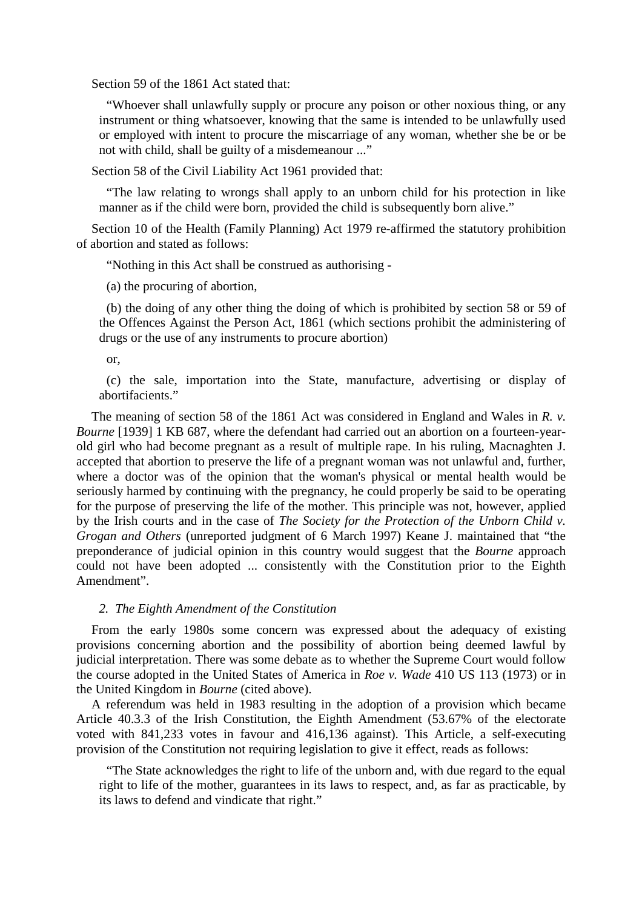Section 59 of the 1861 Act stated that:

> "Whoever shall unlawfully supply or procure any poison or other noxious thing, or any instrument or thing whatsoever, knowing that the same is intended to be unlawfully used or employed with intent to procure the miscarriage of any woman, whether she be or be not with child, shall be guilty of a misdemeanour ..."

Section 58 of the Civil Liability Act 1961 provided that:

> "The law relating to wrongs shall apply to an unborn child for his protection in like manner as if the child were born, provided the child is subsequently born alive."

Section 10 of the Health (Family Planning) Act 1979 re-affirmed the statutory prohibition of abortion and stated as follows:

> "Nothing in this Act shall be construed as authorising -
>
> (a) the procuring of abortion,
>
> (b) the doing of any other thing the doing of which is prohibited by section 58 or 59 of the Offences Against the Person Act, 1861 (which sections prohibit the administering of drugs or the use of any instruments to procure abortion)
>
> or,
>
> (c) the sale, importation into the State, manufacture, advertising or display of abortifacients."

The meaning of section 58 of the 1861 Act was considered in England and Wales in *R. v. Bourne* [1939] 1 KB 687, where the defendant had carried out an abortion on a fourteen-year-old girl who had become pregnant as a result of multiple rape. In his ruling, Macnaghten J. accepted that abortion to preserve the life of a pregnant woman was not unlawful and, further, where a doctor was of the opinion that the woman's physical or mental health would be seriously harmed by continuing with the pregnancy, he could properly be said to be operating for the purpose of preserving the life of the mother. This principle was not, however, applied by the Irish courts and in the case of *The Society for the Protection of the Unborn Child v. Grogan and Others* (unreported judgment of 6 March 1997) Keane J. maintained that "the preponderance of judicial opinion in this country would suggest that the *Bourne* approach could not have been adopted ... consistently with the Constitution prior to the Eighth Amendment".

### 2. *The Eighth Amendment of the Constitution*

From the early 1980s some concern was expressed about the adequacy of existing provisions concerning abortion and the possibility of abortion being deemed lawful by judicial interpretation. There was some debate as to whether the Supreme Court would follow the course adopted in the United States of America in *Roe v. Wade* 410 US 113 (1973) or in the United Kingdom in *Bourne* (cited above).

A referendum was held in 1983 resulting in the adoption of a provision which became Article 40.3.3 of the Irish Constitution, the Eighth Amendment (53.67% of the electorate voted with 841,233 votes in favour and 416,136 against). This Article, a self-executing provision of the Constitution not requiring legislation to give it effect, reads as follows:

> "The State acknowledges the right to life of the unborn and, with due regard to the equal right to life of the mother, guarantees in its laws to respect, and, as far as practicable, by its laws to defend and vindicate that right."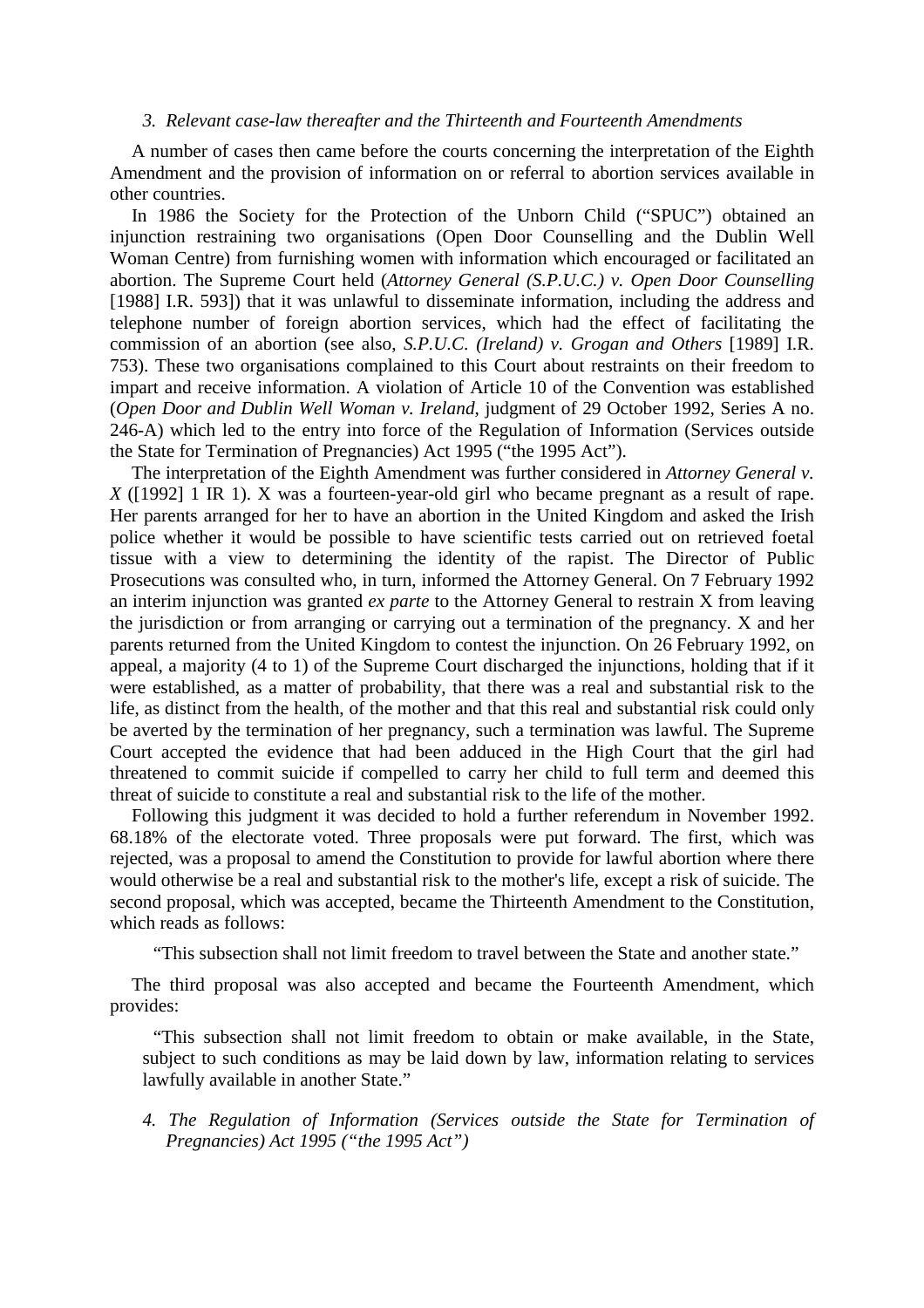### *3. Relevant case-law thereafter and the Thirteenth and Fourteenth Amendments*

A number of cases then came before the courts concerning the interpretation of the Eighth Amendment and the provision of information on or referral to abortion services available in other countries.

In 1986 the Society for the Protection of the Unborn Child ("SPUC") obtained an injunction restraining two organisations (Open Door Counselling and the Dublin Well Woman Centre) from furnishing women with information which encouraged or facilitated an abortion. The Supreme Court held (*Attorney General (S.P.U.C.) v. Open Door Counselling* [1988] I.R. 593]) that it was unlawful to disseminate information, including the address and telephone number of foreign abortion services, which had the effect of facilitating the commission of an abortion (see also, *S.P.U.C. (Ireland) v. Grogan and Others* [1989] I.R. 753). These two organisations complained to this Court about restraints on their freedom to impart and receive information. A violation of Article 10 of the Convention was established (*Open Door and Dublin Well Woman v. Ireland*, judgment of 29 October 1992, Series A no. 246-A) which led to the entry into force of the Regulation of Information (Services outside the State for Termination of Pregnancies) Act 1995 ("the 1995 Act").

The interpretation of the Eighth Amendment was further considered in *Attorney General v. X* ([1992] 1 IR 1). X was a fourteen-year-old girl who became pregnant as a result of rape. Her parents arranged for her to have an abortion in the United Kingdom and asked the Irish police whether it would be possible to have scientific tests carried out on retrieved foetal tissue with a view to determining the identity of the rapist. The Director of Public Prosecutions was consulted who, in turn, informed the Attorney General. On 7 February 1992 an interim injunction was granted *ex parte* to the Attorney General to restrain X from leaving the jurisdiction or from arranging or carrying out a termination of the pregnancy. X and her parents returned from the United Kingdom to contest the injunction. On 26 February 1992, on appeal, a majority (4 to 1) of the Supreme Court discharged the injunctions, holding that if it were established, as a matter of probability, that there was a real and substantial risk to the life, as distinct from the health, of the mother and that this real and substantial risk could only be averted by the termination of her pregnancy, such a termination was lawful. The Supreme Court accepted the evidence that had been adduced in the High Court that the girl had threatened to commit suicide if compelled to carry her child to full term and deemed this threat of suicide to constitute a real and substantial risk to the life of the mother.

Following this judgment it was decided to hold a further referendum in November 1992. 68.18% of the electorate voted. Three proposals were put forward. The first, which was rejected, was a proposal to amend the Constitution to provide for lawful abortion where there would otherwise be a real and substantial risk to the mother's life, except a risk of suicide. The second proposal, which was accepted, became the Thirteenth Amendment to the Constitution, which reads as follows:

> "This subsection shall not limit freedom to travel between the State and another state."

The third proposal was also accepted and became the Fourteenth Amendment, which provides:

> "This subsection shall not limit freedom to obtain or make available, in the State, subject to such conditions as may be laid down by law, information relating to services lawfully available in another State."

### *4. The Regulation of Information (Services outside the State for Termination of Pregnancies) Act 1995 ("the 1995 Act")*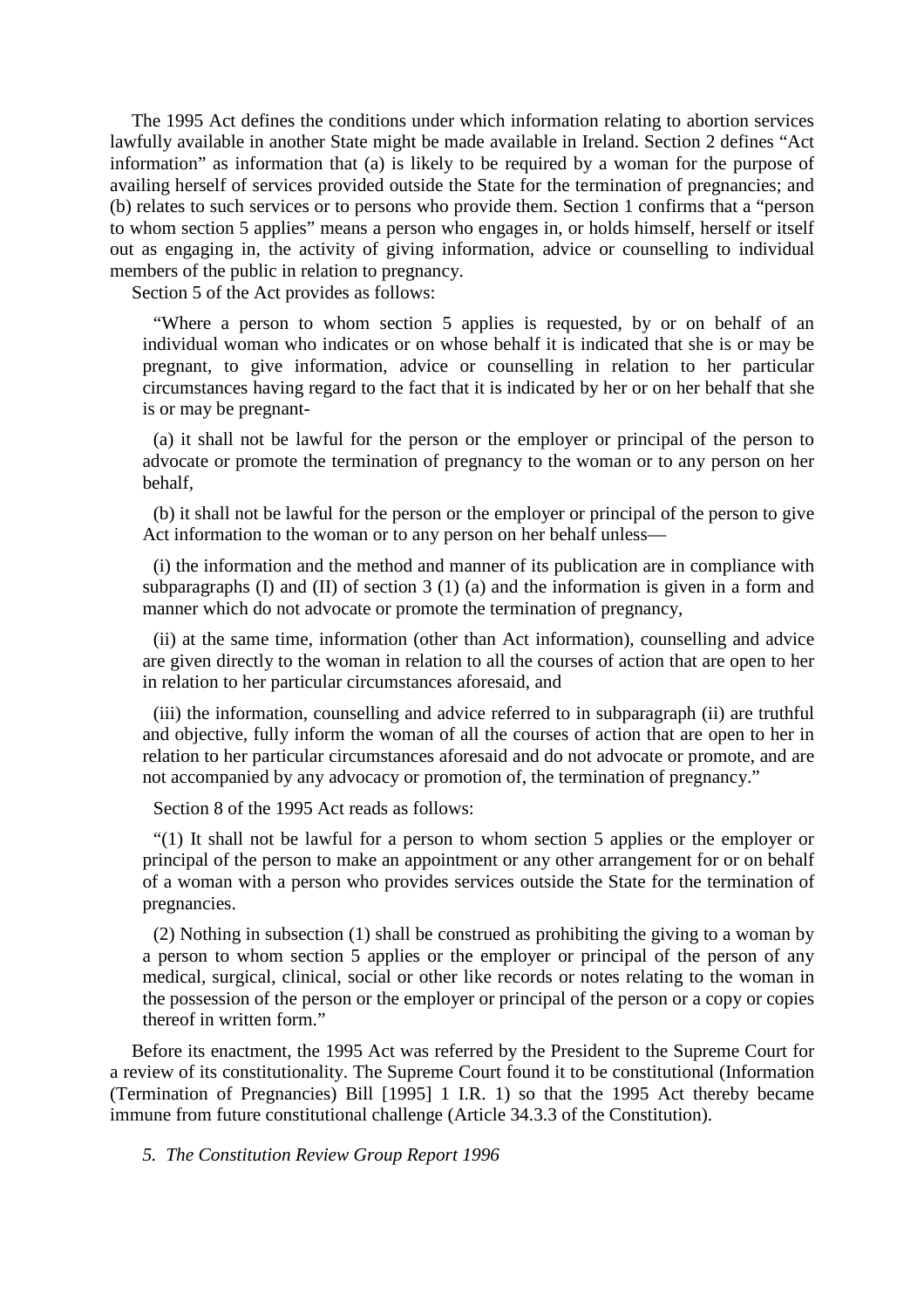The 1995 Act defines the conditions under which information relating to abortion services lawfully available in another State might be made available in Ireland. Section 2 defines "Act information" as information that (a) is likely to be required by a woman for the purpose of availing herself of services provided outside the State for the termination of pregnancies; and (b) relates to such services or to persons who provide them. Section 1 confirms that a "person to whom section 5 applies" means a person who engages in, or holds himself, herself or itself out as engaging in, the activity of giving information, advice or counselling to individual members of the public in relation to pregnancy.

Section 5 of the Act provides as follows:

> "Where a person to whom section 5 applies is requested, by or on behalf of an individual woman who indicates or on whose behalf it is indicated that she is or may be pregnant, to give information, advice or counselling in relation to her particular circumstances having regard to the fact that it is indicated by her or on her behalf that she is or may be pregnant-
>
> (a) it shall not be lawful for the person or the employer or principal of the person to advocate or promote the termination of pregnancy to the woman or to any person on her behalf,
>
> (b) it shall not be lawful for the person or the employer or principal of the person to give Act information to the woman or to any person on her behalf unless—
>
> (i) the information and the method and manner of its publication are in compliance with subparagraphs (I) and (II) of section 3 (1) (a) and the information is given in a form and manner which do not advocate or promote the termination of pregnancy,
>
> (ii) at the same time, information (other than Act information), counselling and advice are given directly to the woman in relation to all the courses of action that are open to her in relation to her particular circumstances aforesaid, and
>
> (iii) the information, counselling and advice referred to in subparagraph (ii) are truthful and objective, fully inform the woman of all the courses of action that are open to her in relation to her particular circumstances aforesaid and do not advocate or promote, and are not accompanied by any advocacy or promotion of, the termination of pregnancy."

Section 8 of the 1995 Act reads as follows:

> "(1) It shall not be lawful for a person to whom section 5 applies or the employer or principal of the person to make an appointment or any other arrangement for or on behalf of a woman with a person who provides services outside the State for the termination of pregnancies.
>
> (2) Nothing in subsection (1) shall be construed as prohibiting the giving to a woman by a person to whom section 5 applies or the employer or principal of the person of any medical, surgical, clinical, social or other like records or notes relating to the woman in the possession of the person or the employer or principal of the person or a copy or copies thereof in written form."

Before its enactment, the 1995 Act was referred by the President to the Supreme Court for a review of its constitutionality. The Supreme Court found it to be constitutional (Information (Termination of Pregnancies) Bill [1995] 1 I.R. 1) so that the 1995 Act thereby became immune from future constitutional challenge (Article 34.3.3 of the Constitution).

*5. The Constitution Review Group Report 1996*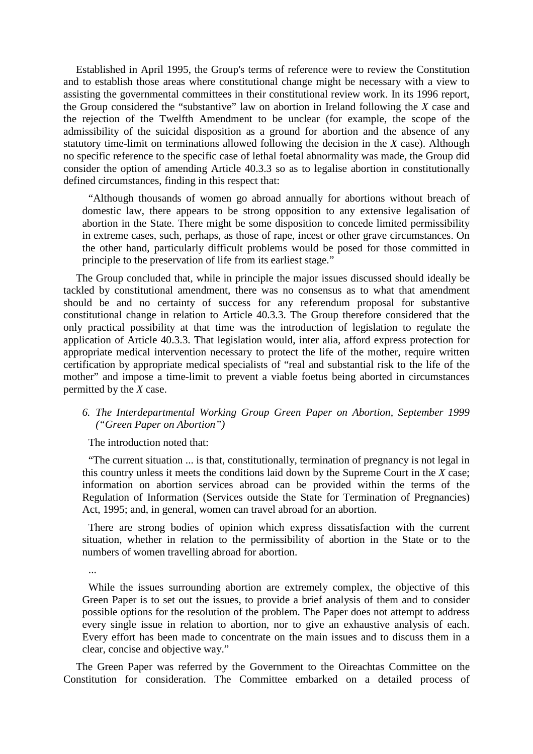Established in April 1995, the Group's terms of reference were to review the Constitution and to establish those areas where constitutional change might be necessary with a view to assisting the governmental committees in their constitutional review work. In its 1996 report, the Group considered the "substantive" law on abortion in Ireland following the *X* case and the rejection of the Twelfth Amendment to be unclear (for example, the scope of the admissibility of the suicidal disposition as a ground for abortion and the absence of any statutory time-limit on terminations allowed following the decision in the *X* case). Although no specific reference to the specific case of lethal foetal abnormality was made, the Group did consider the option of amending Article 40.3.3 so as to legalise abortion in constitutionally defined circumstances, finding in this respect that:

> "Although thousands of women go abroad annually for abortions without breach of domestic law, there appears to be strong opposition to any extensive legalisation of abortion in the State. There might be some disposition to concede limited permissibility in extreme cases, such, perhaps, as those of rape, incest or other grave circumstances. On the other hand, particularly difficult problems would be posed for those committed in principle to the preservation of life from its earliest stage."

The Group concluded that, while in principle the major issues discussed should ideally be tackled by constitutional amendment, there was no consensus as to what that amendment should be and no certainty of success for any referendum proposal for substantive constitutional change in relation to Article 40.3.3. The Group therefore considered that the only practical possibility at that time was the introduction of legislation to regulate the application of Article 40.3.3. That legislation would, inter alia, afford express protection for appropriate medical intervention necessary to protect the life of the mother, require written certification by appropriate medical specialists of "real and substantial risk to the life of the mother" and impose a time-limit to prevent a viable foetus being aborted in circumstances permitted by the *X* case.

*6. The Interdepartmental Working Group Green Paper on Abortion, September 1999 ("Green Paper on Abortion")*

The introduction noted that:

> "The current situation ... is that, constitutionally, termination of pregnancy is not legal in this country unless it meets the conditions laid down by the Supreme Court in the *X* case; information on abortion services abroad can be provided within the terms of the Regulation of Information (Services outside the State for Termination of Pregnancies) Act, 1995; and, in general, women can travel abroad for an abortion.
>
> There are strong bodies of opinion which express dissatisfaction with the current situation, whether in relation to the permissibility of abortion in the State or to the numbers of women travelling abroad for abortion.
>
> ...
>
> While the issues surrounding abortion are extremely complex, the objective of this Green Paper is to set out the issues, to provide a brief analysis of them and to consider possible options for the resolution of the problem. The Paper does not attempt to address every single issue in relation to abortion, nor to give an exhaustive analysis of each. Every effort has been made to concentrate on the main issues and to discuss them in a clear, concise and objective way."

The Green Paper was referred by the Government to the Oireachtas Committee on the Constitution for consideration. The Committee embarked on a detailed process of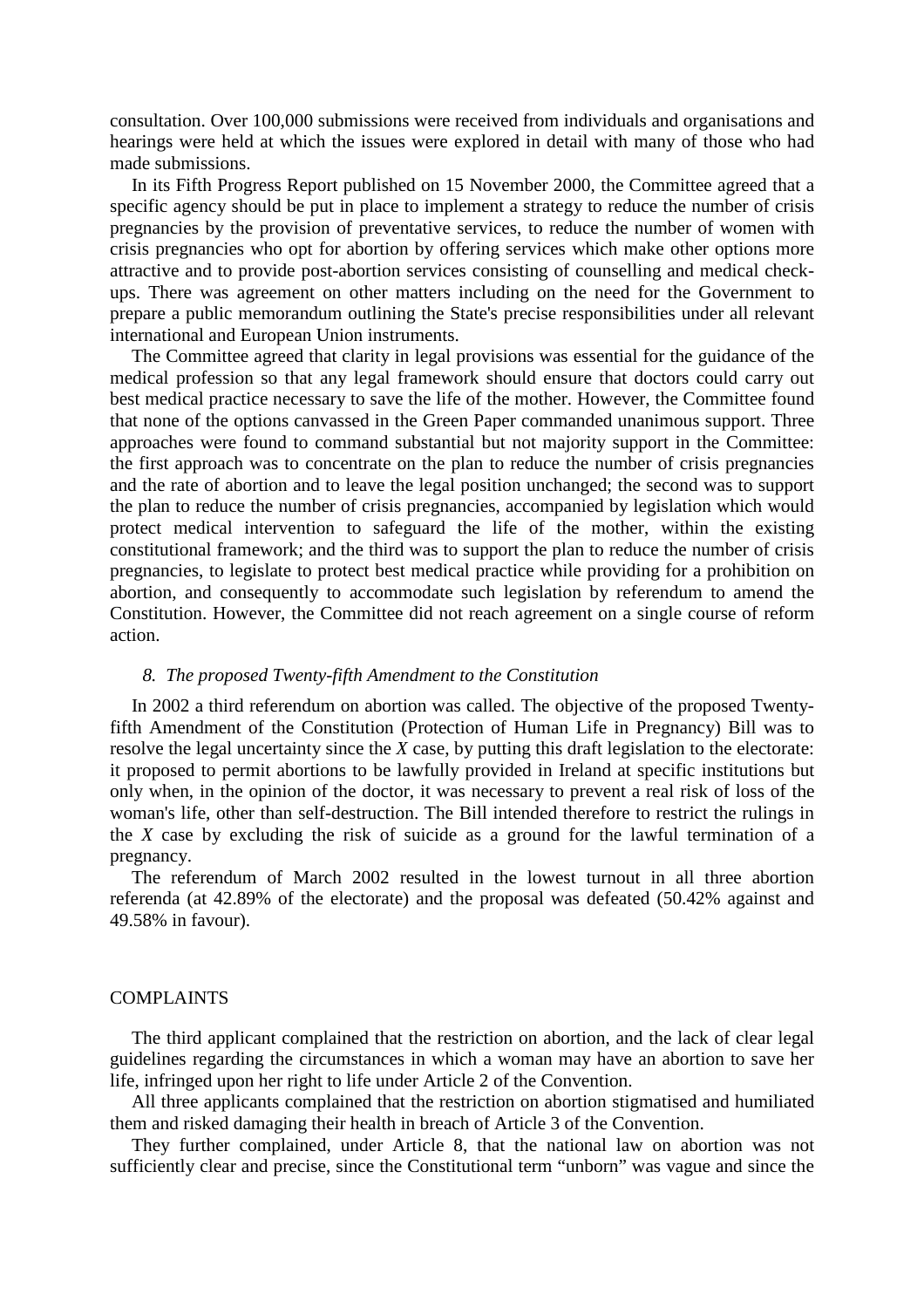consultation. Over 100,000 submissions were received from individuals and organisations and hearings were held at which the issues were explored in detail with many of those who had made submissions.

In its Fifth Progress Report published on 15 November 2000, the Committee agreed that a specific agency should be put in place to implement a strategy to reduce the number of crisis pregnancies by the provision of preventative services, to reduce the number of women with crisis pregnancies who opt for abortion by offering services which make other options more attractive and to provide post-abortion services consisting of counselling and medical check-ups. There was agreement on other matters including on the need for the Government to prepare a public memorandum outlining the State's precise responsibilities under all relevant international and European Union instruments.

The Committee agreed that clarity in legal provisions was essential for the guidance of the medical profession so that any legal framework should ensure that doctors could carry out best medical practice necessary to save the life of the mother. However, the Committee found that none of the options canvassed in the Green Paper commanded unanimous support. Three approaches were found to command substantial but not majority support in the Committee: the first approach was to concentrate on the plan to reduce the number of crisis pregnancies and the rate of abortion and to leave the legal position unchanged; the second was to support the plan to reduce the number of crisis pregnancies, accompanied by legislation which would protect medical intervention to safeguard the life of the mother, within the existing constitutional framework; and the third was to support the plan to reduce the number of crisis pregnancies, to legislate to protect best medical practice while providing for a prohibition on abortion, and consequently to accommodate such legislation by referendum to amend the Constitution. However, the Committee did not reach agreement on a single course of reform action.

### *8. The proposed Twenty-fifth Amendment to the Constitution*

In 2002 a third referendum on abortion was called. The objective of the proposed Twenty-fifth Amendment of the Constitution (Protection of Human Life in Pregnancy) Bill was to resolve the legal uncertainty since the *X* case, by putting this draft legislation to the electorate: it proposed to permit abortions to be lawfully provided in Ireland at specific institutions but only when, in the opinion of the doctor, it was necessary to prevent a real risk of loss of the woman's life, other than self-destruction. The Bill intended therefore to restrict the rulings in the *X* case by excluding the risk of suicide as a ground for the lawful termination of a pregnancy.

The referendum of March 2002 resulted in the lowest turnout in all three abortion referenda (at 42.89% of the electorate) and the proposal was defeated (50.42% against and 49.58% in favour).

## COMPLAINTS

The third applicant complained that the restriction on abortion, and the lack of clear legal guidelines regarding the circumstances in which a woman may have an abortion to save her life, infringed upon her right to life under Article 2 of the Convention.

All three applicants complained that the restriction on abortion stigmatised and humiliated them and risked damaging their health in breach of Article 3 of the Convention.

They further complained, under Article 8, that the national law on abortion was not sufficiently clear and precise, since the Constitutional term "unborn" was vague and since the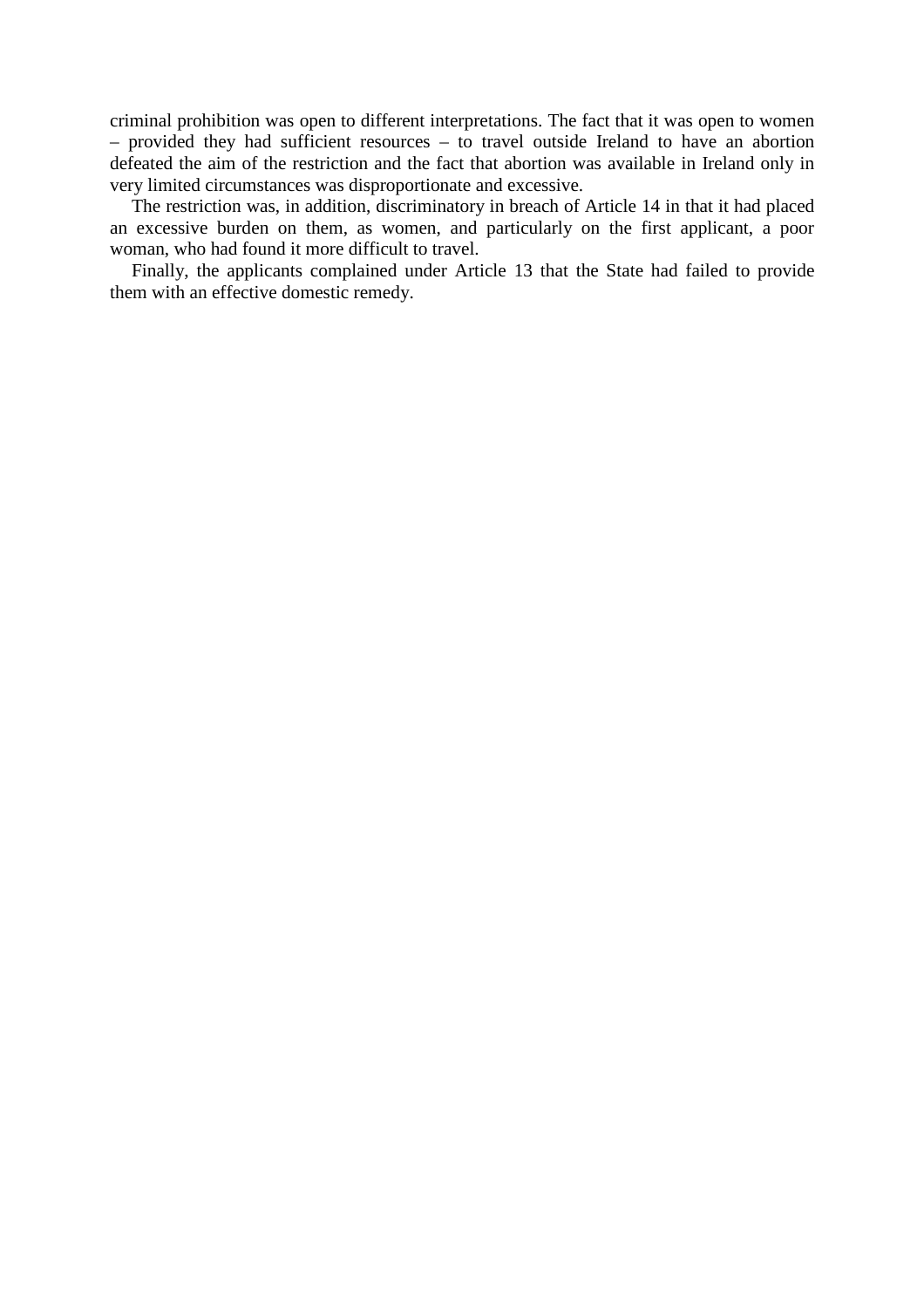criminal prohibition was open to different interpretations. The fact that it was open to women – provided they had sufficient resources – to travel outside Ireland to have an abortion defeated the aim of the restriction and the fact that abortion was available in Ireland only in very limited circumstances was disproportionate and excessive.

The restriction was, in addition, discriminatory in breach of Article 14 in that it had placed an excessive burden on them, as women, and particularly on the first applicant, a poor woman, who had found it more difficult to travel.

Finally, the applicants complained under Article 13 that the State had failed to provide them with an effective domestic remedy.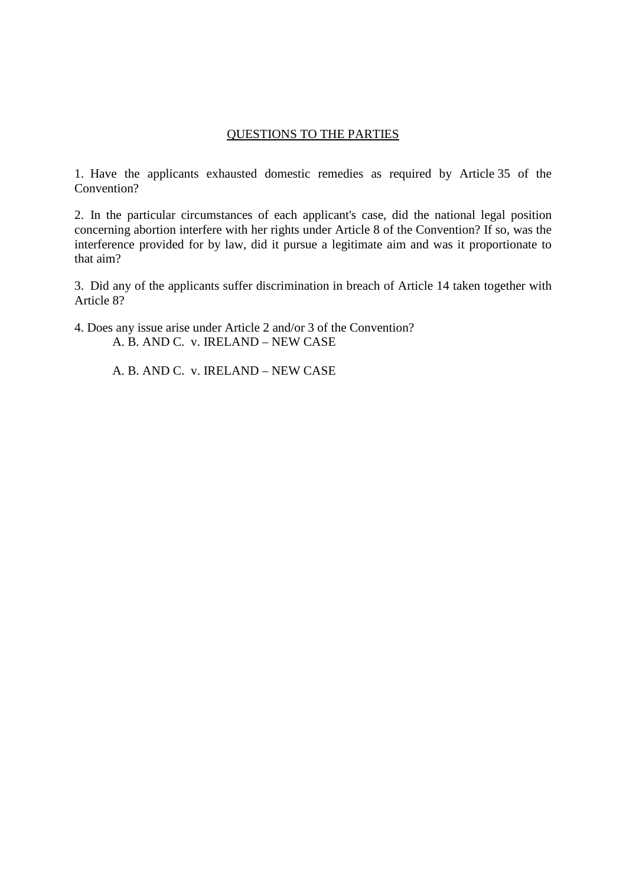## QUESTIONS TO THE PARTIES

1. Have the applicants exhausted domestic remedies as required by Article 35 of the Convention?

2. In the particular circumstances of each applicant's case, did the national legal position concerning abortion interfere with her rights under Article 8 of the Convention? If so, was the interference provided for by law, did it pursue a legitimate aim and was it proportionate to that aim?

3. Did any of the applicants suffer discrimination in breach of Article 14 taken together with Article 8?

4. Does any issue arise under Article 2 and/or 3 of the Convention?